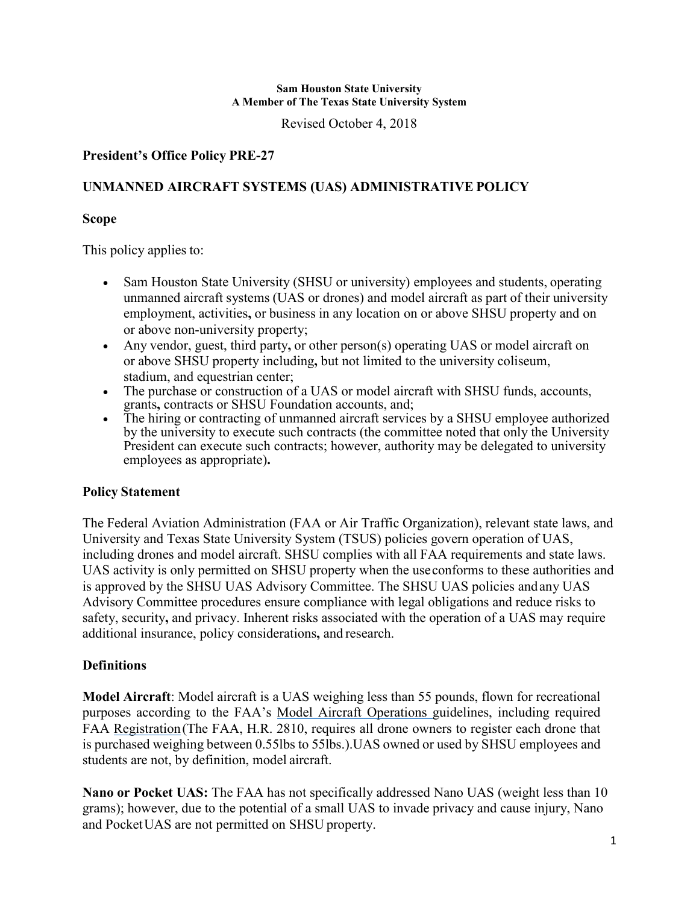**Sam Houston State University**
**A Member of The Texas State University System**

Revised October 4, 2018

## President's Office Policy PRE-27

## UNMANNED AIRCRAFT SYSTEMS (UAS) ADMINISTRATIVE POLICY

### Scope

This policy applies to:

- Sam Houston State University (SHSU or university) employees and students, operating unmanned aircraft systems (UAS or drones) and model aircraft as part of their university employment, activities**,** or business in any location on or above SHSU property and on or above non-university property;
- Any vendor, guest, third party**,** or other person(s) operating UAS or model aircraft on or above SHSU property including**,** but not limited to the university coliseum, stadium, and equestrian center;
- The purchase or construction of a UAS or model aircraft with SHSU funds, accounts, grants**,** contracts or SHSU Foundation accounts, and;
- The hiring or contracting of unmanned aircraft services by a SHSU employee authorized by the university to execute such contracts (the committee noted that only the University President can execute such contracts; however, authority may be delegated to university employees as appropriate)**.**

### Policy Statement

The Federal Aviation Administration (FAA or Air Traffic Organization), relevant state laws, and University and Texas State University System (TSUS) policies govern operation of UAS, including drones and model aircraft. SHSU complies with all FAA requirements and state laws. UAS activity is only permitted on SHSU property when the use conforms to these authorities and is approved by the SHSU UAS Advisory Committee. The SHSU UAS policies and any UAS Advisory Committee procedures ensure compliance with legal obligations and reduce risks to safety, security**,** and privacy. Inherent risks associated with the operation of a UAS may require additional insurance, policy considerations**,** and research.

### Definitions

**Model Aircraft**: Model aircraft is a UAS weighing less than 55 pounds, flown for recreational purposes according to the FAA's Model Aircraft Operations guidelines, including required FAA Registration (The FAA, H.R. 2810, requires all drone owners to register each drone that is purchased weighing between 0.55lbs to 55lbs.).UAS owned or used by SHSU employees and students are not, by definition, model aircraft.

**Nano or Pocket UAS:** The FAA has not specifically addressed Nano UAS (weight less than 10 grams); however, due to the potential of a small UAS to invade privacy and cause injury, Nano and Pocket UAS are not permitted on SHSU property.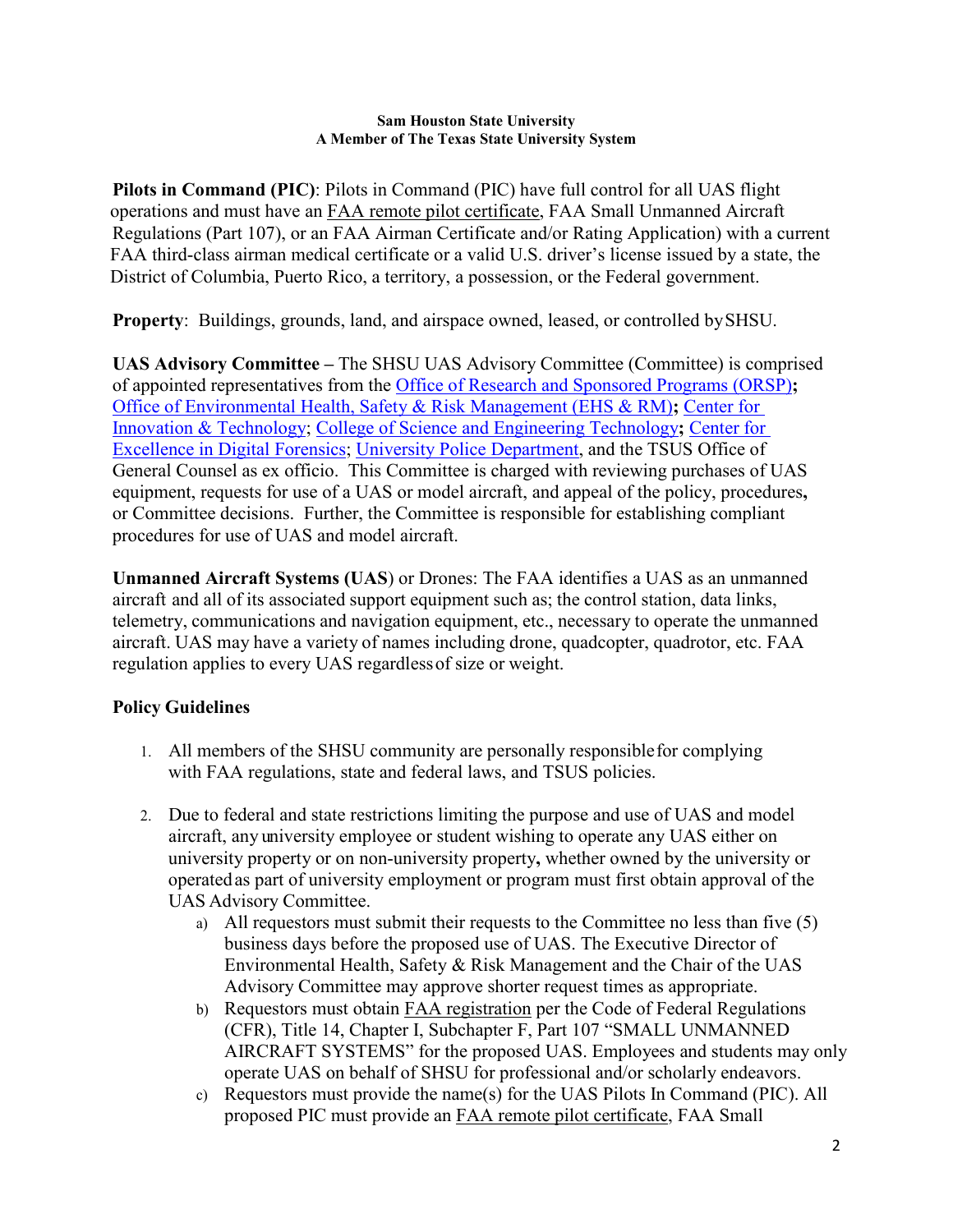**Pilots in Command (PIC)**: Pilots in Command (PIC) have full control for all UAS flight operations and must have an FAA remote pilot certificate, FAA Small Unmanned Aircraft Regulations (Part 107), or an FAA Airman Certificate and/or Rating Application) with a current FAA third-class airman medical certificate or a valid U.S. driver's license issued by a state, the District of Columbia, Puerto Rico, a territory, a possession, or the Federal government.

**Property**: Buildings, grounds, land, and airspace owned, leased, or controlled by SHSU.

**UAS Advisory Committee –** The SHSU UAS Advisory Committee (Committee) is comprised of appointed representatives from the Office of Research and Sponsored Programs (ORSP)**;** Office of Environmental Health, Safety & Risk Management (EHS & RM)**;** Center for Innovation & Technology; College of Science and Engineering Technology**;** Center for Excellence in Digital Forensics; University Police Department, and the TSUS Office of General Counsel as ex officio. This Committee is charged with reviewing purchases of UAS equipment, requests for use of a UAS or model aircraft, and appeal of the policy, procedures**,** or Committee decisions. Further, the Committee is responsible for establishing compliant procedures for use of UAS and model aircraft.

**Unmanned Aircraft Systems (UAS**) or Drones: The FAA identifies a UAS as an unmanned aircraft and all of its associated support equipment such as; the control station, data links, telemetry, communications and navigation equipment, etc., necessary to operate the unmanned aircraft. UAS may have a variety of names including drone, quadcopter, quadrotor, etc. FAA regulation applies to every UAS regardless of size or weight.

## Policy Guidelines

1. All members of the SHSU community are personally responsible for complying with FAA regulations, state and federal laws, and TSUS policies.

2. Due to federal and state restrictions limiting the purpose and use of UAS and model aircraft, any university employee or student wishing to operate any UAS either on university property or on non-university property**,** whether owned by the university or operated as part of university employment or program must first obtain approval of the UAS Advisory Committee.
   a) All requestors must submit their requests to the Committee no less than five (5) business days before the proposed use of UAS. The Executive Director of Environmental Health, Safety & Risk Management and the Chair of the UAS Advisory Committee may approve shorter request times as appropriate.
   b) Requestors must obtain FAA registration per the Code of Federal Regulations (CFR), Title 14, Chapter I, Subchapter F, Part 107 "SMALL UNMANNED AIRCRAFT SYSTEMS" for the proposed UAS. Employees and students may only operate UAS on behalf of SHSU for professional and/or scholarly endeavors.
   c) Requestors must provide the name(s) for the UAS Pilots In Command (PIC). All proposed PIC must provide an FAA remote pilot certificate, FAA Small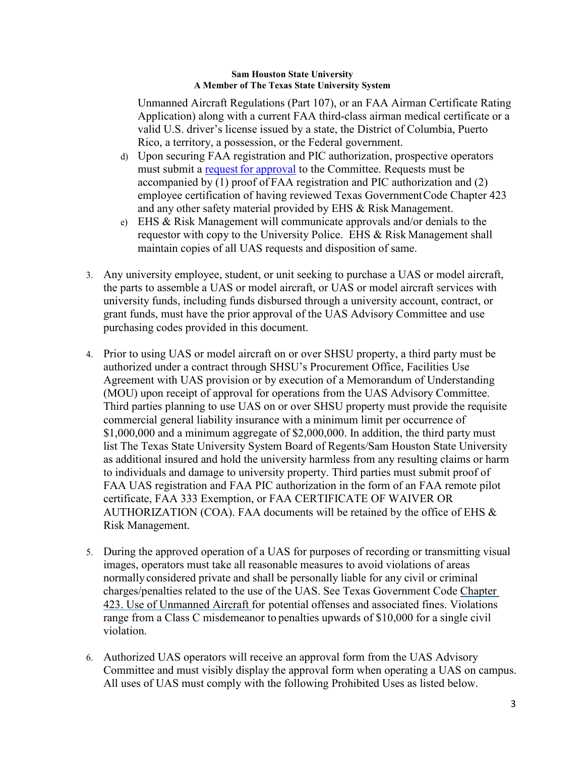Unmanned Aircraft Regulations (Part 107), or an FAA Airman Certificate Rating Application) along with a current FAA third-class airman medical certificate or a valid U.S. driver's license issued by a state, the District of Columbia, Puerto Rico, a territory, a possession, or the Federal government.

d) Upon securing FAA registration and PIC authorization, prospective operators must submit a request for approval to the Committee. Requests must be accompanied by (1) proof of FAA registration and PIC authorization and (2) employee certification of having reviewed Texas Government Code Chapter 423 and any other safety material provided by EHS & Risk Management.

e) EHS & Risk Management will communicate approvals and/or denials to the requestor with copy to the University Police. EHS & Risk Management shall maintain copies of all UAS requests and disposition of same.

3. Any university employee, student, or unit seeking to purchase a UAS or model aircraft, the parts to assemble a UAS or model aircraft, or UAS or model aircraft services with university funds, including funds disbursed through a university account, contract, or grant funds, must have the prior approval of the UAS Advisory Committee and use purchasing codes provided in this document.

4. Prior to using UAS or model aircraft on or over SHSU property, a third party must be authorized under a contract through SHSU's Procurement Office, Facilities Use Agreement with UAS provision or by execution of a Memorandum of Understanding (MOU) upon receipt of approval for operations from the UAS Advisory Committee. Third parties planning to use UAS on or over SHSU property must provide the requisite commercial general liability insurance with a minimum limit per occurrence of $1,000,000 and a minimum aggregate of $2,000,000. In addition, the third party must list The Texas State University System Board of Regents/Sam Houston State University as additional insured and hold the university harmless from any resulting claims or harm to individuals and damage to university property. Third parties must submit proof of FAA UAS registration and FAA PIC authorization in the form of an FAA remote pilot certificate, FAA 333 Exemption, or FAA CERTIFICATE OF WAIVER OR AUTHORIZATION (COA). FAA documents will be retained by the office of EHS & Risk Management.

5. During the approved operation of a UAS for purposes of recording or transmitting visual images, operators must take all reasonable measures to avoid violations of areas normally considered private and shall be personally liable for any civil or criminal charges/penalties related to the use of the UAS. See Texas Government Code Chapter 423. Use of Unmanned Aircraft for potential offenses and associated fines. Violations range from a Class C misdemeanor to penalties upwards of $10,000 for a single civil violation.

6. Authorized UAS operators will receive an approval form from the UAS Advisory Committee and must visibly display the approval form when operating a UAS on campus. All uses of UAS must comply with the following Prohibited Uses as listed below.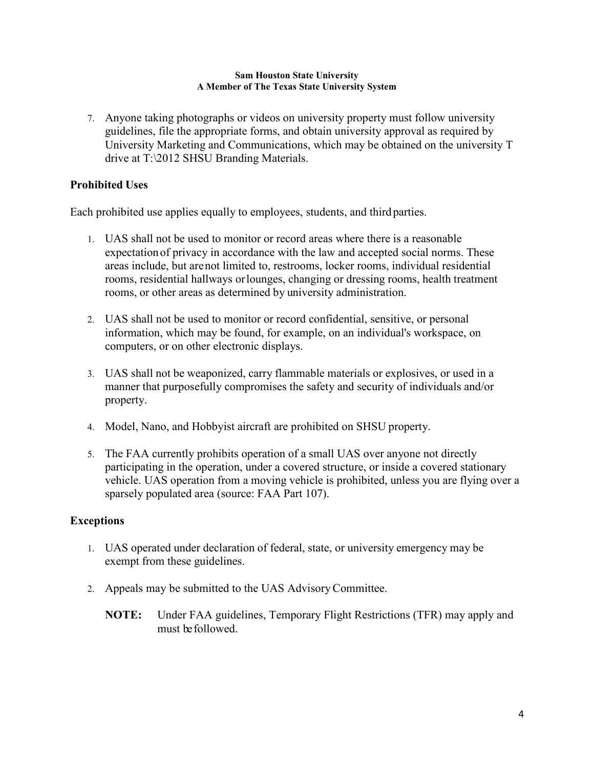7. Anyone taking photographs or videos on university property must follow university guidelines, file the appropriate forms, and obtain university approval as required by University Marketing and Communications, which may be obtained on the university T drive at T:\2012 SHSU Branding Materials.

## Prohibited Uses

Each prohibited use applies equally to employees, students, and third parties.

1. UAS shall not be used to monitor or record areas where there is a reasonable expectation of privacy in accordance with the law and accepted social norms. These areas include, but are not limited to, restrooms, locker rooms, individual residential rooms, residential hallways or lounges, changing or dressing rooms, health treatment rooms, or other areas as determined by university administration.

2. UAS shall not be used to monitor or record confidential, sensitive, or personal information, which may be found, for example, on an individual's workspace, on computers, or on other electronic displays.

3. UAS shall not be weaponized, carry flammable materials or explosives, or used in a manner that purposefully compromises the safety and security of individuals and/or property.

4. Model, Nano, and Hobbyist aircraft are prohibited on SHSU property.

5. The FAA currently prohibits operation of a small UAS over anyone not directly participating in the operation, under a covered structure, or inside a covered stationary vehicle. UAS operation from a moving vehicle is prohibited, unless you are flying over a sparsely populated area (source: FAA Part 107).

## Exceptions

1. UAS operated under declaration of federal, state, or university emergency may be exempt from these guidelines.

2. Appeals may be submitted to the UAS Advisory Committee.

   **NOTE:** Under FAA guidelines, Temporary Flight Restrictions (TFR) may apply and must be followed.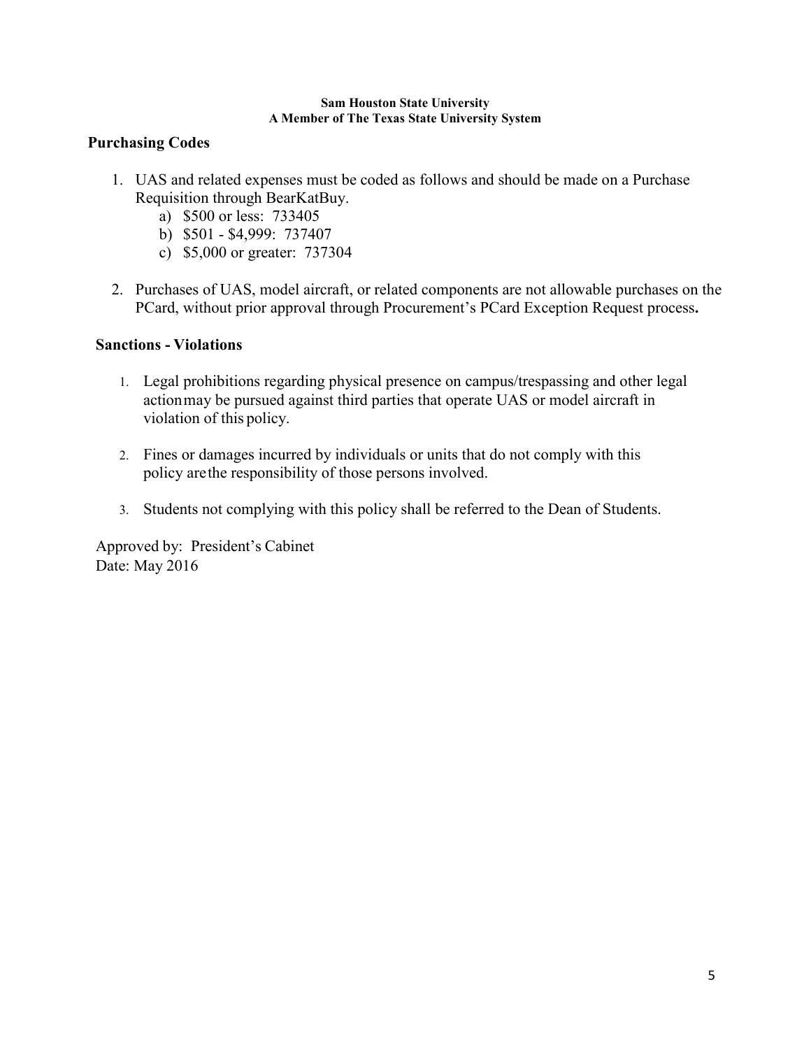## Purchasing Codes

1. UAS and related expenses must be coded as follows and should be made on a Purchase Requisition through BearKatBuy.
   a) $500 or less: 733405
   b) $501 - $4,999: 737407
   c) $5,000 or greater: 737304

2. Purchases of UAS, model aircraft, or related components are not allowable purchases on the PCard, without prior approval through Procurement's PCard Exception Request process**.**

## Sanctions - Violations

1. Legal prohibitions regarding physical presence on campus/trespassing and other legal action may be pursued against third parties that operate UAS or model aircraft in violation of this policy.

2. Fines or damages incurred by individuals or units that do not comply with this policy are the responsibility of those persons involved.

3. Students not complying with this policy shall be referred to the Dean of Students.

Approved by: President's Cabinet
Date: May 2016